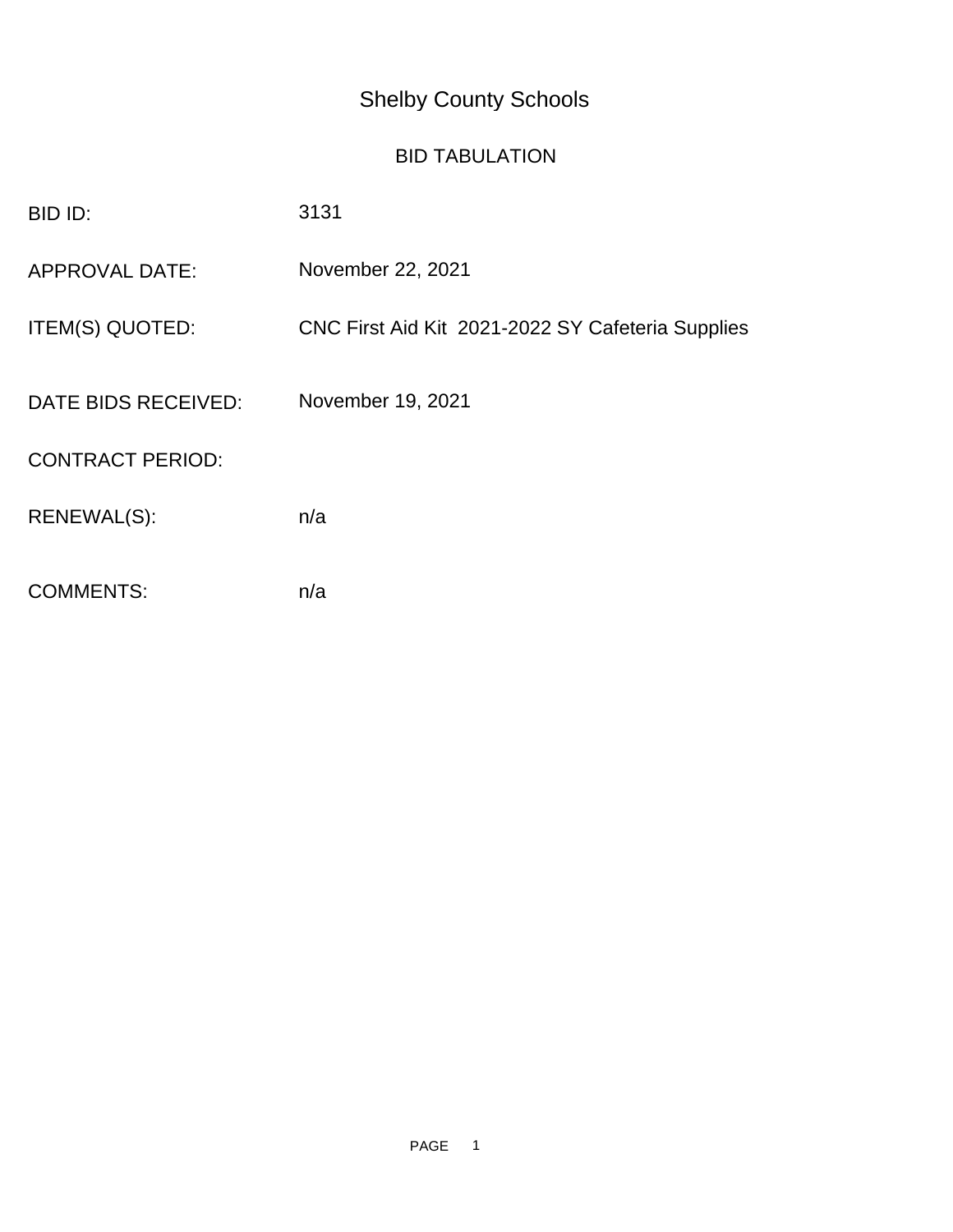# Shelby County Schools

## BID TABULATION

| | |
|---|---|
| BID ID: | 3131 |
| APPROVAL DATE: | November 22, 2021 |
| ITEM(S) QUOTED: | CNC First Aid Kit 2021-2022 SY Cafeteria Supplies |
| DATE BIDS RECEIVED: | November 19, 2021 |
| CONTRACT PERIOD: | |
| RENEWAL(S): | n/a |
| COMMENTS: | n/a |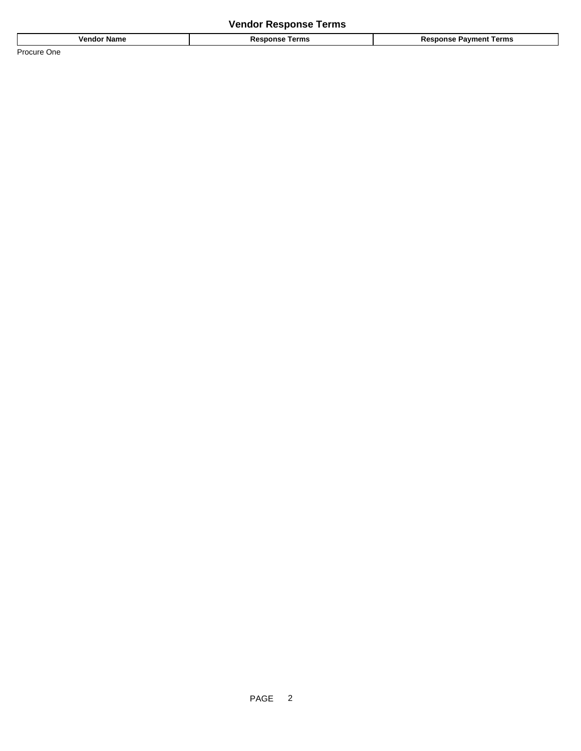## Vendor Response Terms

| Vendor Name | Response Terms | Response Payment Terms |
| --- | --- | --- |
| Procure One | | |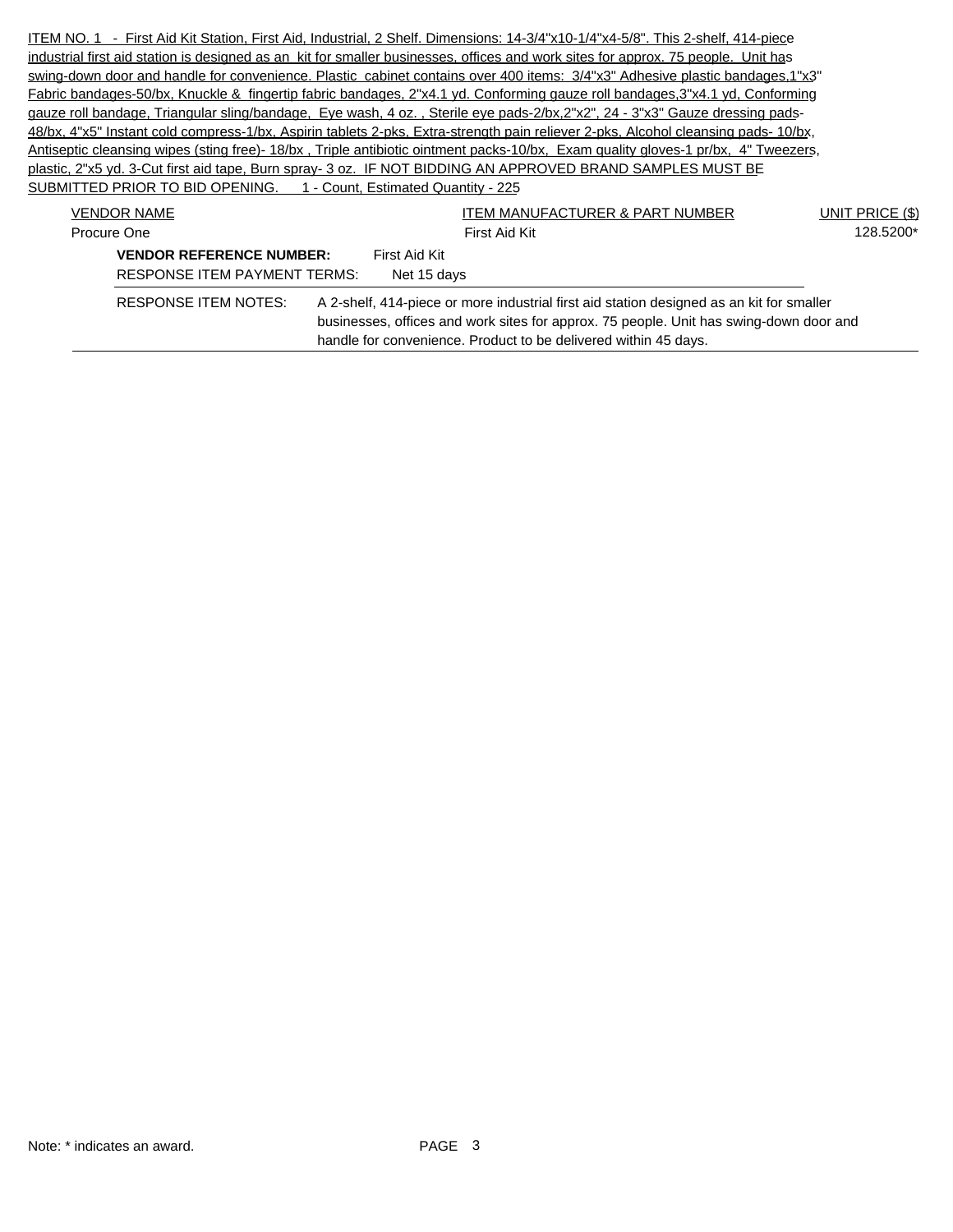ITEM NO. 1 - First Aid Kit Station, First Aid, Industrial, 2 Shelf. Dimensions: 14-3/4"x10-1/4"x4-5/8". This 2-shelf, 414-piece industrial first aid station is designed as an kit for smaller businesses, offices and work sites for approx. 75 people. Unit has swing-down door and handle for convenience. Plastic cabinet contains over 400 items: 3/4"x3" Adhesive plastic bandages,1"x3" Fabric bandages-50/bx, Knuckle & fingertip fabric bandages, 2"x4.1 yd. Conforming gauze roll bandages,3"x4.1 yd, Conforming gauze roll bandage, Triangular sling/bandage, Eye wash, 4 oz. , Sterile eye pads-2/bx,2"x2", 24 - 3"x3" Gauze dressing pads-48/bx, 4"x5" Instant cold compress-1/bx, Aspirin tablets 2-pks, Extra-strength pain reliever 2-pks, Alcohol cleansing pads- 10/bx, Antiseptic cleansing wipes (sting free)- 18/bx , Triple antibiotic ointment packs-10/bx, Exam quality gloves-1 pr/bx, 4" Tweezers, plastic, 2"x5 yd. 3-Cut first aid tape, Burn spray- 3 oz. IF NOT BIDDING AN APPROVED BRAND SAMPLES MUST BE SUBMITTED PRIOR TO BID OPENING. 1 - Count, Estimated Quantity - 225

| VENDOR NAME | ITEM MANUFACTURER & PART NUMBER | UNIT PRICE ($) |
|---|---|---|
| Procure One | First Aid Kit | 128.5200* |

**VENDOR REFERENCE NUMBER:** First Aid Kit

RESPONSE ITEM PAYMENT TERMS: Net 15 days

RESPONSE ITEM NOTES: A 2-shelf, 414-piece or more industrial first aid station designed as an kit for smaller businesses, offices and work sites for approx. 75 people. Unit has swing-down door and handle for convenience. Product to be delivered within 45 days.

Note: * indicates an award.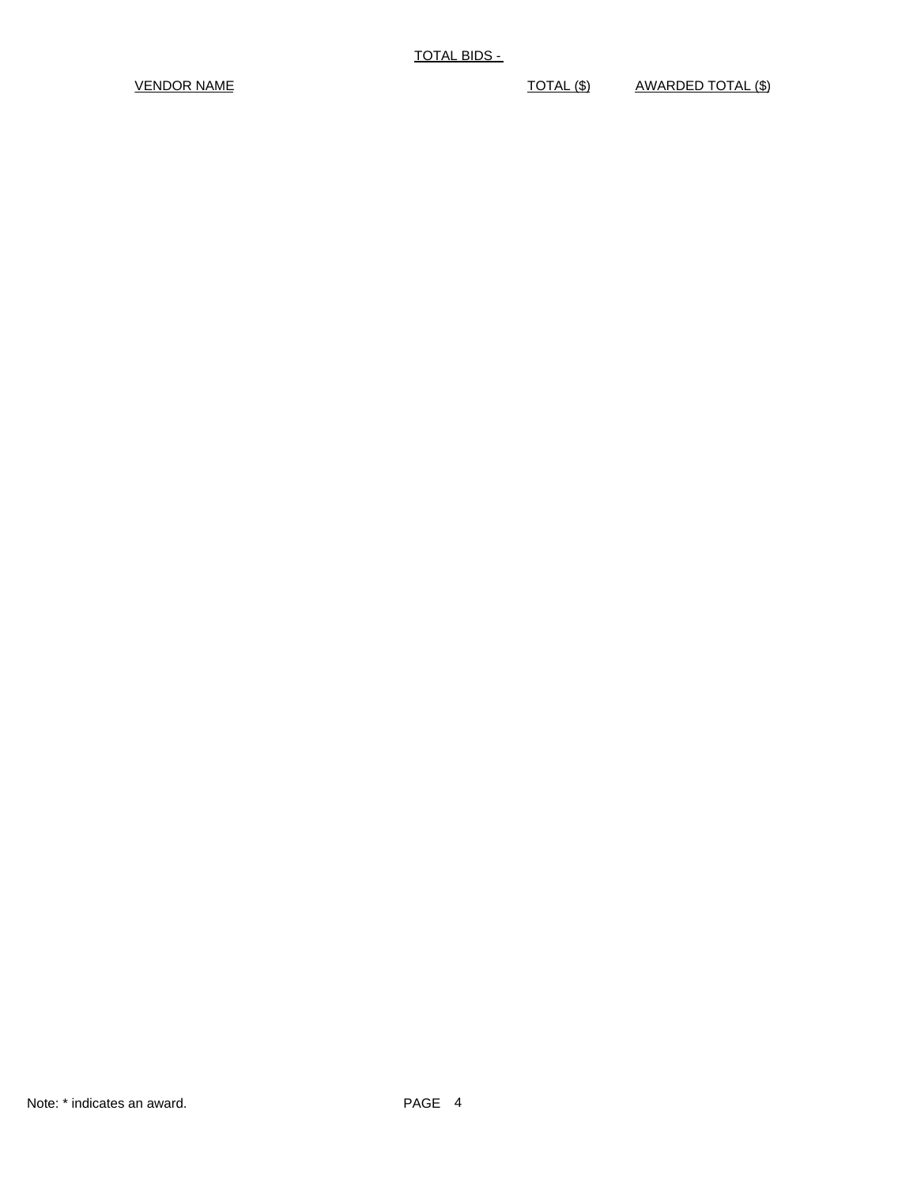TOTAL BIDS -

| VENDOR NAME | TOTAL ($) | AWARDED TOTAL ($) |
| --- | --- | --- |

Note: * indicates an award.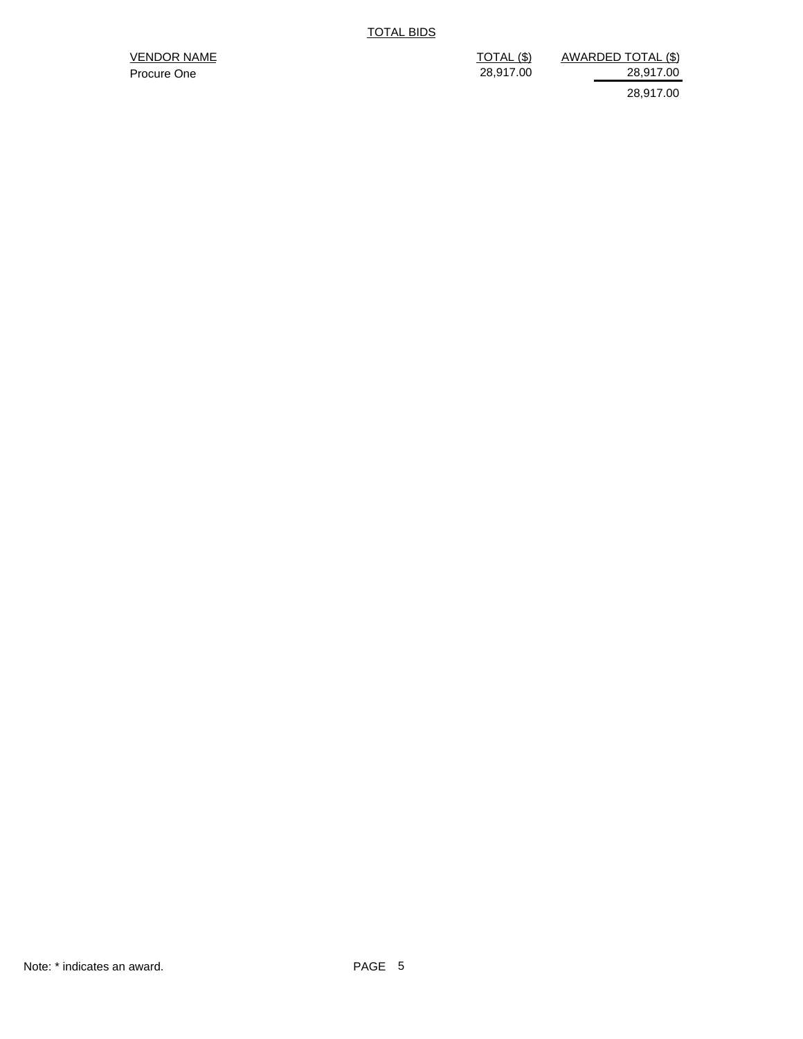TOTAL BIDS

| VENDOR NAME | TOTAL ($) | AWARDED TOTAL ($) |
| --- | --- | --- |
| Procure One | 28,917.00 | 28,917.00 |
| | | 28,917.00 |

Note: * indicates an award.